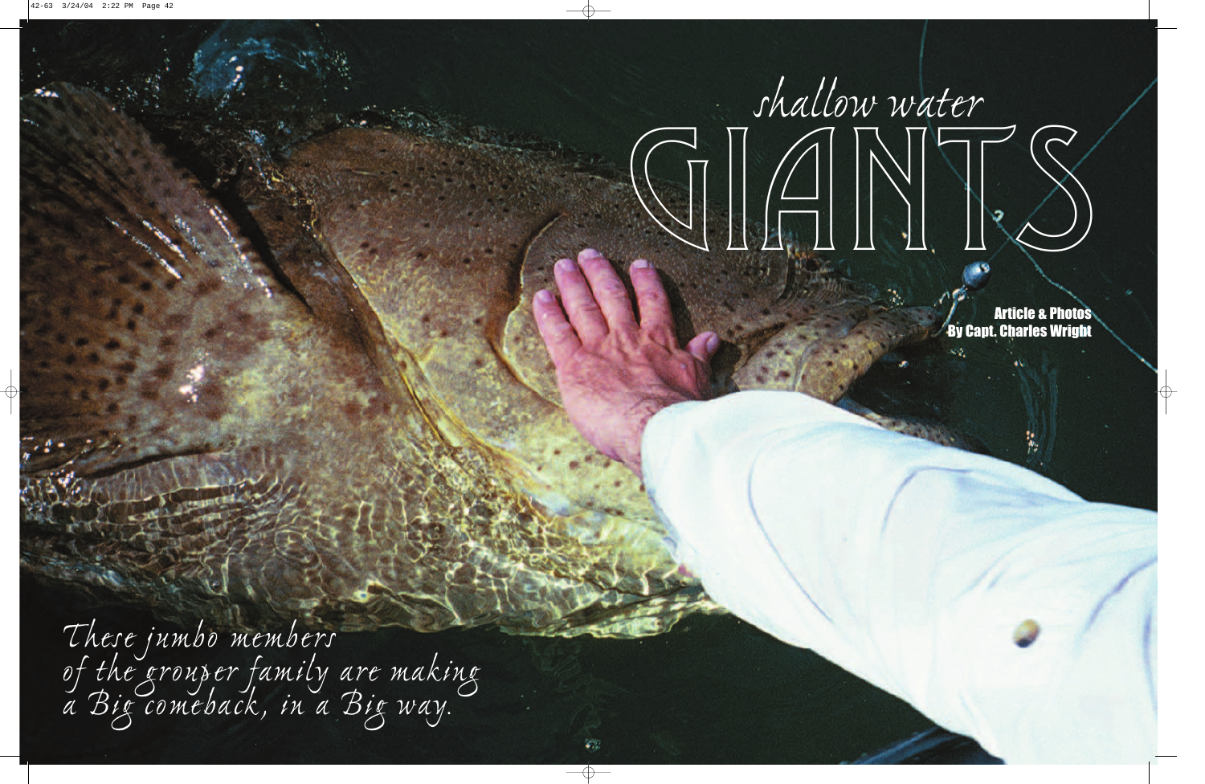# shallow water GIANTS

**Article & Photos By Capt. Charles Wright**

*These jumbo members of the grouper family are making a Big comeback, in a Big way.*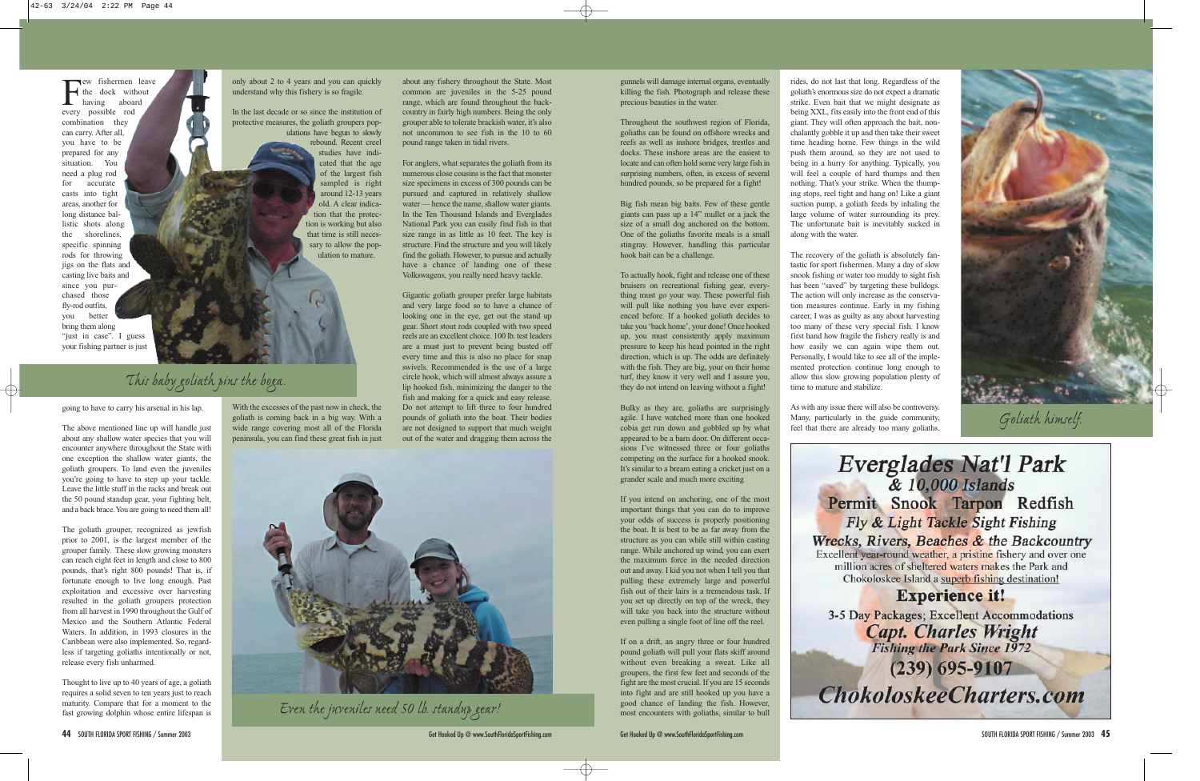Few fishermen leave the dock without having aboard every possible rod combination they can carry. After all, you have to be prepared for any situation. You need a plug rod for accurate casts into tight areas, another for long distance ballistic shots along the shorelines, specific spinning rods for throwing jigs on the flats and casting live baits and since you purchased those fly-rod outfits, you better bring them along "just in case". I guess your fishing partner is just going to have to carry his arsenal in his lap.

*This baby goliath pins the boga.*

The above mentioned line up will handle just about any shallow water species that you will encounter anywhere throughout the State with one exception the shallow water giants, the goliath groupers. To land even the juveniles you're going to have to step up your tackle. Leave the little stuff in the racks and break out the 50 pound standup gear, your fighting belt, and a back brace. You are going to need them all!

The goliath grouper, recognized as jewfish prior to 2001, is the largest member of the grouper family. These slow growing monsters can reach eight feet in length and close to 800 pounds, that's right 800 pounds! That is, if fortunate enough to live long enough. Past exploitation and excessive over harvesting resulted in the goliath groupers protection from all harvest in 1990 throughout the Gulf of Mexico and the Southern Atlantic Federal Waters. In addition, in 1993 closures in the Caribbean were also implemented. So, regardless if targeting goliaths intentionally or not, release every fish unharmed.

Thought to live up to 40 years of age, a goliath requires a solid seven to ten years just to reach maturity. Compare that for a moment to the fast growing dolphin whose entire lifespan is only about 2 to 4 years and you can quickly understand why this fishery is so fragile.

In the last decade or so since the institution of protective measures, the goliath groupers populations have begun to slowly rebound. Recent creel studies have indicated that the age of the largest fish sampled is right around 12-13 years old. A clear indication that the protection is working but also that time is still necessary to allow the population to mature.

With the excesses of the past now in check, the goliath is coming back in a big way. With a wide range covering most all of the Florida peninsula, you can find these great fish in just about any fishery throughout the State. Most common are juveniles in the 5-25 pound range, which are found throughout the backcountry in fairly high numbers. Being the only grouper able to tolerate brackish water, it's also not uncommon to see fish in the 10 to 60 pound range taken in tidal rivers.

For anglers, what separates the goliath from its numerous close cousins is the fact that monster size specimens in excess of 300 pounds can be pursued and captured in relatively shallow water — hence the name, shallow water giants. In the Ten Thousand Islands and Everglades National Park you can easily find fish in that size range in as little as 10 feet. The key is structure. Find the structure and you will likely find the goliath. However, to pursue and actually have a chance of landing one of these Volkswagens, you really need heavy tackle.

Gigantic goliath grouper prefer large habitats and very large food so to have a chance of looking one in the eye, get out the stand up gear. Short stout rods coupled with two speed reels are an excellent choice. 100 lb. test leaders are a must just to prevent being busted off every time and this is also no place for snap swivels. Recommended is the use of a large circle hook, which will almost always assure a lip hooked fish, minimizing the danger to the fish and making for a quick and easy release. Do not attempt to lift three to four hundred pounds of goliath into the boat. Their bodies are not designed to support that much weight out of the water and dragging them across the gunnels will damage internal organs, eventually killing the fish. Photograph and release these precious beauties in the water.

*Even the juveniles need 50 lb. standup gear!*

Throughout the southwest region of Florida, goliaths can be found on offshore wrecks and reefs as well as inshore bridges, trestles and docks. These inshore areas are the easiest to locate and can often hold some very large fish in surprising numbers, often, in excess of several hundred pounds, so be prepared for a fight!

Big fish mean big baits. Few of these gentle giants can pass up a 14" mullet or a jack the size of a small dog anchored on the bottom. One of the goliaths favorite meals is a small stingray. However, handling this particular hook bait can be a challenge.

To actually hook, fight and release one of these bruisers on recreational fishing gear, everything must go your way. These powerful fish will pull like nothing you have ever experienced before. If a hooked goliath decides to take you 'back home', your done! Once hooked up, you must consistently apply maximum pressure to keep his head pointed in the right direction, which is up. The odds are definitely with the fish. They are big, your on their home turf, they know it very well and I assure you, they do not intend on leaving without a fight!

Bulky as they are, goliaths are surprisingly agile. I have watched more than one hooked cobia get run down and gobbled up by what appeared to be a barn door. On different occasions I've witnessed three or four goliaths competing on the surface for a hooked snook. It's similar to a bream eating a cricket just on a grander scale and much more exciting

If you intend on anchoring, one of the most important things that you can do to improve your odds of success is properly positioning the boat. It is best to be as far away from the structure as you can while still within casting range. While anchored up wind, you can exert the maximum force in the needed direction out and away. I kid you not when I tell you that pulling these extremely large and powerful fish out of their lairs is a tremendous task. If you set up directly on top of the wreck, they will take you back into the structure without even pulling a single foot of line off the reel.

If on a drift, an angry three or four hundred pound goliath will pull your flats skiff around without even breaking a sweat. Like all groupers, the first few feet and seconds of the fight are the most crucial. If you are 15 seconds into fight and are still hooked up you have a good chance of landing the fish. However, most encounters with goliaths, similar to bull rides, do not last that long. Regardless of the goliath's enormous size do not expect a dramatic strike. Even bait that we might designate as being XXL, fits easily into the front end of this giant. They will often approach the bait, nonchalantly gobble it up and then take their sweet time heading home. Few things in the wild push them around, so they are not used to being in a hurry for anything. Typically, you will feel a couple of hard thumps and then nothing. That's your strike. When the thumping stops, reel tight and hang on! Like a giant suction pump, a goliath feeds by inhaling the large volume of water surrounding its prey. The unfortunate bait is inevitably sucked in along with the water.

The recovery of the goliath is absolutely fantastic for sport fishermen. Many a day of slow snook fishing or water too muddy to sight fish has been "saved" by targeting these bulldogs. The action will only increase as the conservation measures continue. Early in my fishing career, I was as guilty as any about harvesting too many of these very special fish. I know first hand how fragile the fishery really is and how easily we can again wipe them out. Personally, I would like to see all of the implemented protection continue long enough to allow this slow growing population plenty of time to mature and stabilize.

As with any issue there will also be controversy. Many, particularly in the guide community, feel that there are already too many goliaths.

*Goliath himself.*

**Everglades Nat'l Park**
**& 10,000 Islands**
**Permit Snook Tarpon Redfish**
**Fly & Light Tackle Sight Fishing**
**Wrecks, Rivers, Beaches & the Backcountry**

Excellent year-round weather, a pristine fishery and over one million acres of sheltered waters makes the Park and Chokoloskee Island a superb fishing destination!

**Experience it!**

**3-5 Day Packages; Excellent Accommodations**
**Capt. Charles Wright**
**Fishing the Park Since 1972**
**(239) 695-9107**
**ChokoloskeeCharters.com**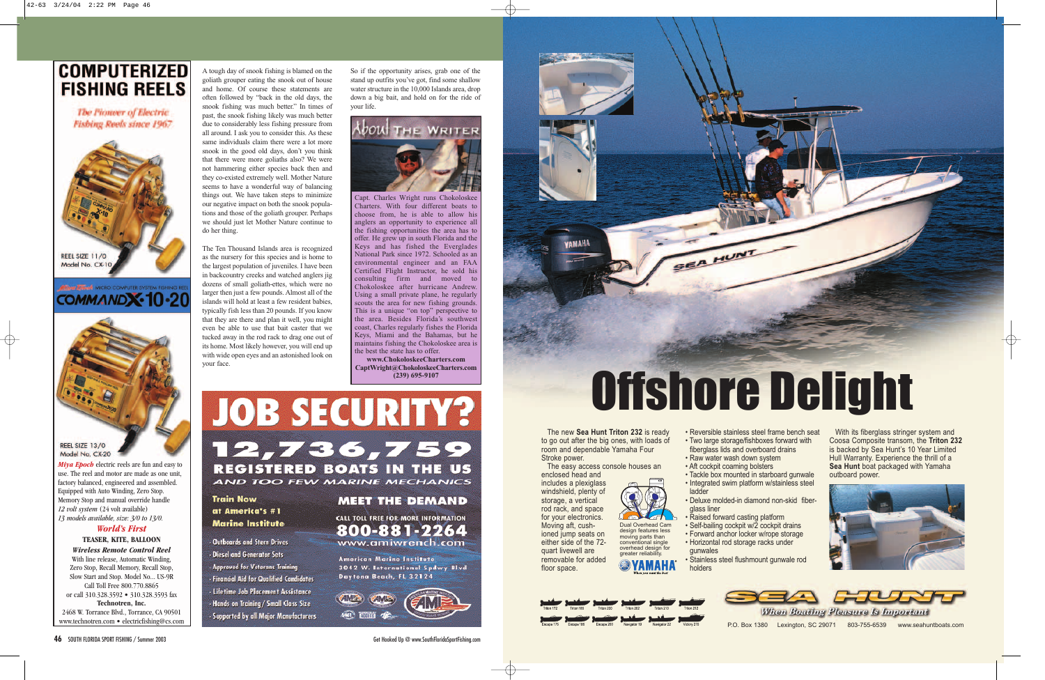# COMPUTERIZED FISHING REELS

*The Pioneer of Electric Fishing Reels since 1967*

REEL SIZE 11/0
Model No. CX-10

Miya Epoch MICRO COMPUTER SYSTEM FISHING REEL
COMMANDX-10·20

REEL SIZE 13/0
Model No. CX-20

***Miya Epoch*** electric reels are fun and easy to use. The reel and motor are made as one unit, factory balanced, engineered and assembled. Equipped with Auto Winding, Zero Stop, Memory Stop and manual override handle *12 volt system* (24 volt available)
*13 models available, size: 3/0 to 13/0.*

***World's First***

**TEASER, KITE, BALLOON**

***Wireless Remote Control Reel***

With line release, Automatic Winding, Zero Stop, Recall Memory, Recall Stop, Slow Start and Stop. Model No... US-9R
Call Toll Free 800.770.8865
or call 310.328.3592 • 310.328.3593 fax
**Technotren, Inc.**
2468 W. Torrance Blvd., Torrance, CA 90501
www.technotren.com • electricfishing@cs.com

A tough day of snook fishing is blamed on the goliath grouper eating the snook out of house and home. Of course these statements are often followed by "back in the old days, the snook fishing was much better." In times of past, the snook fishing likely was much better due to considerably less fishing pressure from all around. I ask you to consider this. As these same individuals claim there were a lot more snook in the good old days, don't you think that there were more goliaths also? We were not hammering either species back then and they co-existed extremely well. Mother Nature seems to have a wonderful way of balancing things out. We have taken steps to minimize our negative impact on both the snook populations and those of the goliath grouper. Perhaps we should just let Mother Nature continue to do her thing.

The Ten Thousand Islands area is recognized as the nursery for this species and is home to the largest population of juveniles. I have been in backcountry creeks and watched anglers jig dozens of small goliath-ettes, which were no larger then just a few pounds. Almost all of the islands will hold at least a few resident babies, typically fish less than 20 pounds. If you know that they are there and plan it well, you might even be able to use that bait caster that we tucked away in the rod rack to drag one out of its home. Most likely however, you will end up with wide open eyes and an astonished look on your face.

So if the opportunity arises, grab one of the stand up outfits you've got, find some shallow water structure in the 10,000 Islands area, drop down a big bait, and hold on for the ride of your life.

## About The Writer

Capt. Charles Wright runs Chokoloskee Charters. With four different boats to choose from, he is able to allow his anglers an opportunity to experience all the fishing opportunities the area has to offer. He grew up in south Florida and the Keys and has fished the Everglades National Park since 1972. Schooled as an environmental engineer and an FAA Certified Flight Instructor, he sold his consulting firm and moved to Chokoloskee after hurricane Andrew. Using a small private plane, he regularly scouts the area for new fishing grounds. This is a unique "on top" perspective to the area. Besides Florida's southwest coast, Charles regularly fishes the Florida Keys, Miami and the Bahamas, but he maintains fishing the Chokoloskee area is the best the state has to offer.

**www.ChokoloskeeCharters.com**
**CaptWright@ChokoloskeeCharters.com**
**(239) 695-9107**

# JOB SECURITY?

## 12,736,759

### REGISTERED BOATS IN THE US

AND TOO FEW MARINE MECHANICS

**Train Now at America's #1 Marine Institute**

- Outboards and Stern Drives
- Diesel and Generator Sets
- Approved for Veterans Training
- Financial Aid for Qualified Candidates
- Lifetime Job Placement Assistance
- Hands on Training / Small Class Size
- Supported by all Major Manufacturers

**MEET THE DEMAND**

CALL TOLL FREE FOR MORE INFORMATION
**800-881-2264**
www.amiwrench.com

American Marine Institute
3042 W. International Spdwy Blvd
Daytona Beach, FL 32124

# Offshore Delight

The new **Sea Hunt Triton 232** is ready to go out after the big ones, with loads of room and dependable Yamaha Four Stroke power.

The easy access console houses an enclosed head and includes a plexiglass windshield, plenty of storage, a vertical rod rack, and space for your electronics. Moving aft, cushioned jump seats on either side of the 72-quart livewell are removable for added floor space.

Dual Overhead Cam design features less moving parts than conventional single overhead design for greater reliability.

YAMAHA — When you want the best

- Reversible stainless steel frame bench seat
- Two large storage/fishboxes forward with fiberglass lids and overboard drains
- Raw water wash down system
- Aft cockpit coaming bolsters
- Tackle box mounted in starboard gunwale
- Integrated swim platform w/stainless steel ladder
- Deluxe molded-in diamond non-skid fiberglass liner
- Raised forward casting platform
- Self-bailing cockpit w/2 cockpit drains
- Forward anchor locker w/rope storage
- Horizontal rod storage racks under gunwales
- Stainless steel flushmount gunwale rod holders

With its fiberglass stringer system and Coosa Composite transom, the **Triton 232** is backed by Sea Hunt's 10 Year Limited Hull Warranty. Experience the thrill of a **Sea Hunt** boat packaged with Yamaha outboard power.

Triton 172 · Triton 186 · Triton 200 · Triton 202 · Triton 210 · Triton 212
Escape 175 · Escape 186 · Escape 200 · Navigator 19 · Navigator 22 · Victory 215

**SEA HUNT**
*When Boating Pleasure Is Important*

P.O. Box 1380 Lexington, SC 29071 803-755-6539 www.seahuntboats.com